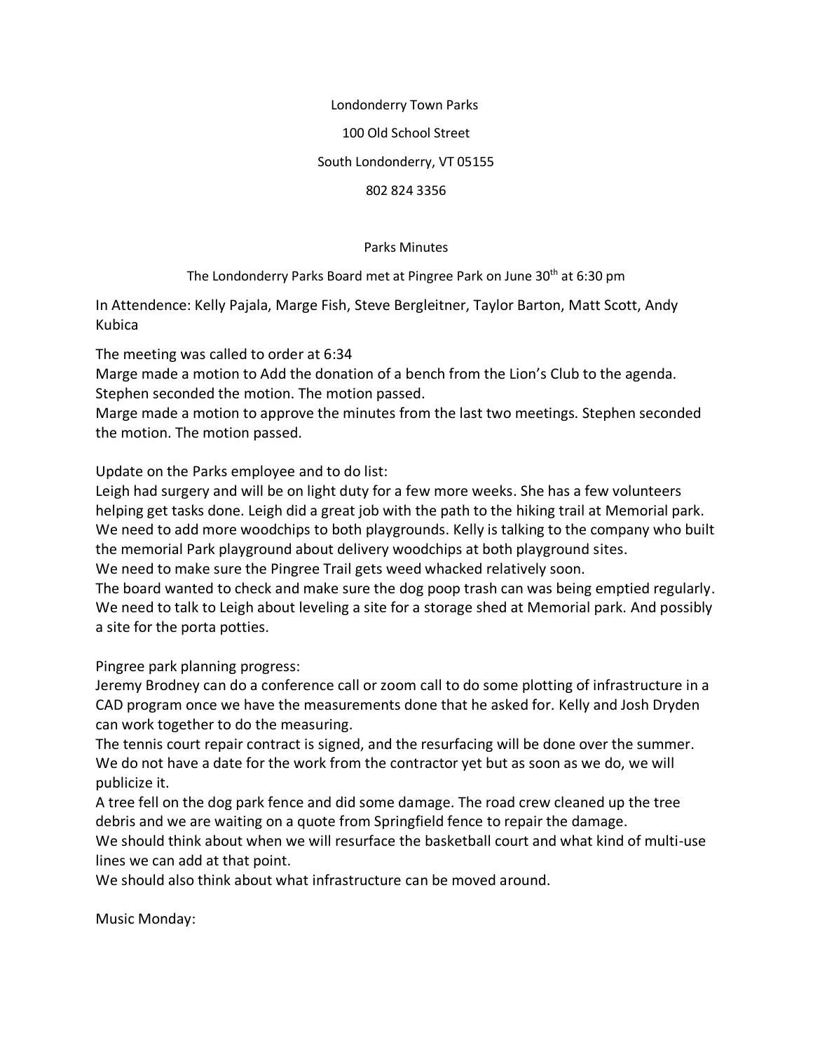Londonderry Town Parks

100 Old School Street

South Londonderry, VT 05155

802 824 3356

Parks Minutes

The Londonderry Parks Board met at Pingree Park on June 30th at 6:30 pm

In Attendence: Kelly Pajala, Marge Fish, Steve Bergleitner, Taylor Barton, Matt Scott, Andy Kubica

The meeting was called to order at 6:34

Marge made a motion to Add the donation of a bench from the Lion's Club to the agenda. Stephen seconded the motion. The motion passed.

Marge made a motion to approve the minutes from the last two meetings. Stephen seconded the motion. The motion passed.

Update on the Parks employee and to do list:

Leigh had surgery and will be on light duty for a few more weeks. She has a few volunteers helping get tasks done. Leigh did a great job with the path to the hiking trail at Memorial park. We need to add more woodchips to both playgrounds. Kelly is talking to the company who built the memorial Park playground about delivery woodchips at both playground sites.

We need to make sure the Pingree Trail gets weed whacked relatively soon.

The board wanted to check and make sure the dog poop trash can was being emptied regularly.

We need to talk to Leigh about leveling a site for a storage shed at Memorial park. And possibly a site for the porta potties.

Pingree park planning progress:

Jeremy Brodney can do a conference call or zoom call to do some plotting of infrastructure in a CAD program once we have the measurements done that he asked for. Kelly and Josh Dryden can work together to do the measuring.

The tennis court repair contract is signed, and the resurfacing will be done over the summer. We do not have a date for the work from the contractor yet but as soon as we do, we will publicize it.

A tree fell on the dog park fence and did some damage. The road crew cleaned up the tree debris and we are waiting on a quote from Springfield fence to repair the damage.

We should think about when we will resurface the basketball court and what kind of multi-use lines we can add at that point.

We should also think about what infrastructure can be moved around.

Music Monday: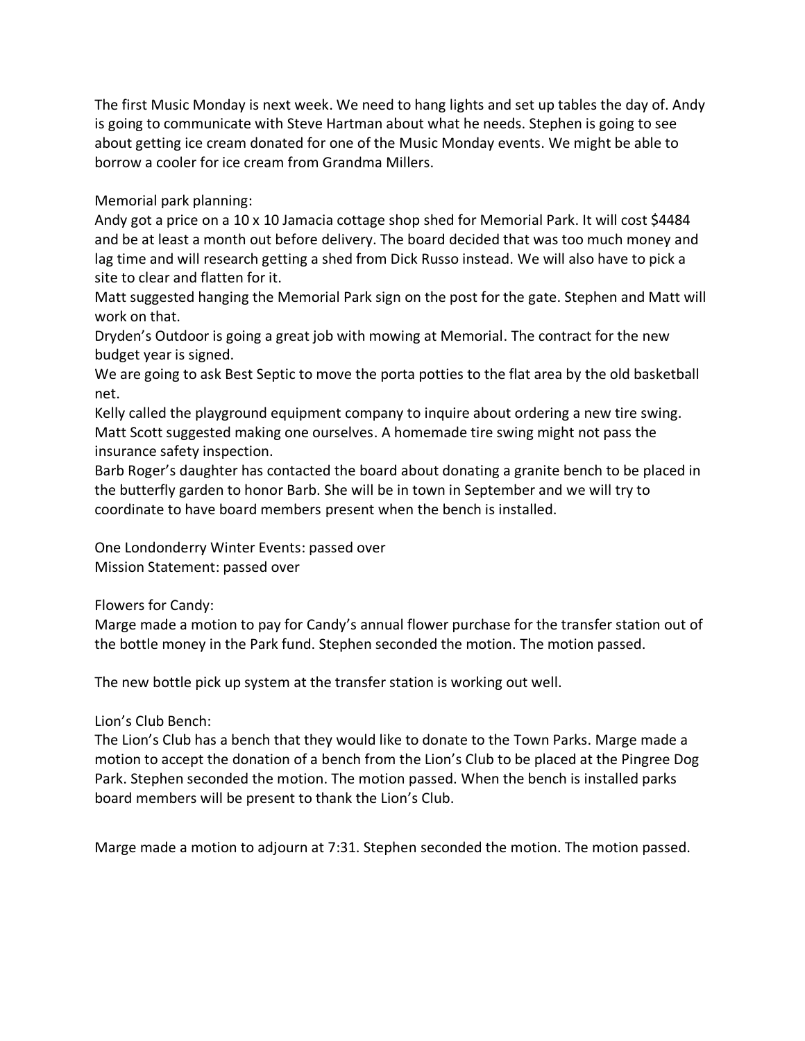The first Music Monday is next week. We need to hang lights and set up tables the day of. Andy is going to communicate with Steve Hartman about what he needs. Stephen is going to see about getting ice cream donated for one of the Music Monday events. We might be able to borrow a cooler for ice cream from Grandma Millers.

Memorial park planning:
Andy got a price on a 10 x 10 Jamacia cottage shop shed for Memorial Park. It will cost $4484 and be at least a month out before delivery. The board decided that was too much money and lag time and will research getting a shed from Dick Russo instead. We will also have to pick a site to clear and flatten for it.
Matt suggested hanging the Memorial Park sign on the post for the gate. Stephen and Matt will work on that.
Dryden's Outdoor is going a great job with mowing at Memorial. The contract for the new budget year is signed.
We are going to ask Best Septic to move the porta potties to the flat area by the old basketball net.
Kelly called the playground equipment company to inquire about ordering a new tire swing. Matt Scott suggested making one ourselves. A homemade tire swing might not pass the insurance safety inspection.
Barb Roger's daughter has contacted the board about donating a granite bench to be placed in the butterfly garden to honor Barb. She will be in town in September and we will try to coordinate to have board members present when the bench is installed.

One Londonderry Winter Events: passed over
Mission Statement: passed over

Flowers for Candy:
Marge made a motion to pay for Candy's annual flower purchase for the transfer station out of the bottle money in the Park fund. Stephen seconded the motion. The motion passed.

The new bottle pick up system at the transfer station is working out well.

Lion's Club Bench:
The Lion's Club has a bench that they would like to donate to the Town Parks. Marge made a motion to accept the donation of a bench from the Lion's Club to be placed at the Pingree Dog Park. Stephen seconded the motion. The motion passed. When the bench is installed parks board members will be present to thank the Lion's Club.

Marge made a motion to adjourn at 7:31. Stephen seconded the motion. The motion passed.